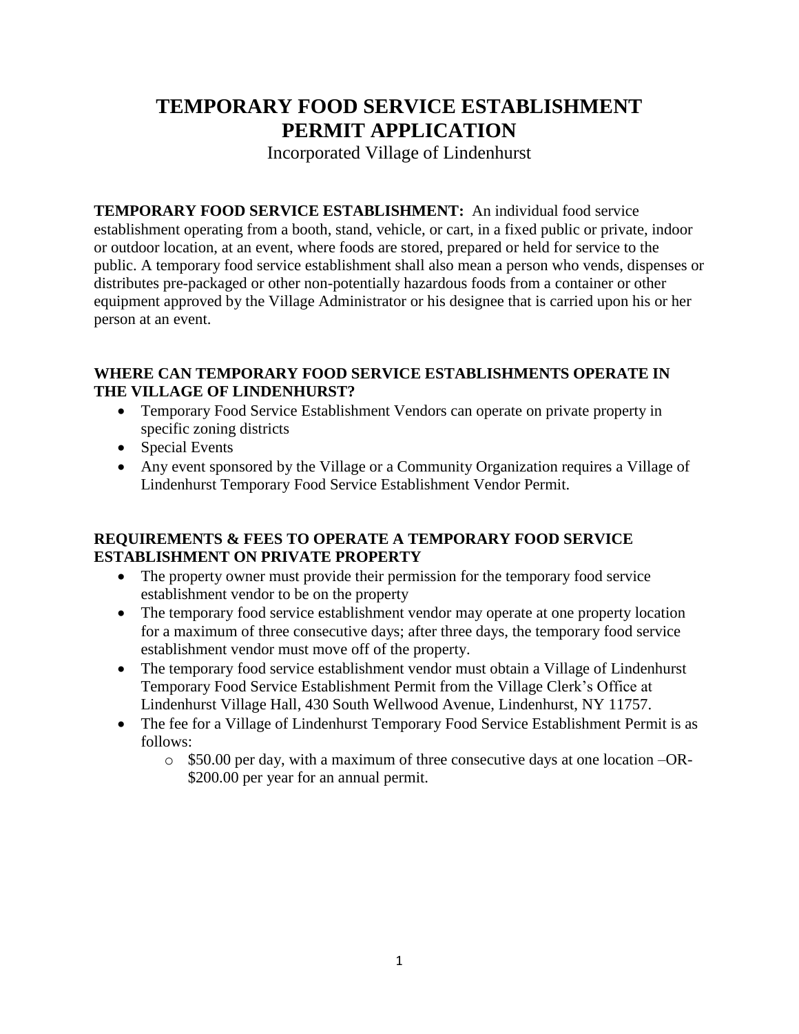# TEMPORARY FOOD SERVICE ESTABLISHMENT PERMIT APPLICATION

Incorporated Village of Lindenhurst

**TEMPORARY FOOD SERVICE ESTABLISHMENT:** An individual food service establishment operating from a booth, stand, vehicle, or cart, in a fixed public or private, indoor or outdoor location, at an event, where foods are stored, prepared or held for service to the public. A temporary food service establishment shall also mean a person who vends, dispenses or distributes pre-packaged or other non-potentially hazardous foods from a container or other equipment approved by the Village Administrator or his designee that is carried upon his or her person at an event.

### WHERE CAN TEMPORARY FOOD SERVICE ESTABLISHMENTS OPERATE IN THE VILLAGE OF LINDENHURST?

- Temporary Food Service Establishment Vendors can operate on private property in specific zoning districts
- Special Events
- Any event sponsored by the Village or a Community Organization requires a Village of Lindenhurst Temporary Food Service Establishment Vendor Permit.

### REQUIREMENTS & FEES TO OPERATE A TEMPORARY FOOD SERVICE ESTABLISHMENT ON PRIVATE PROPERTY

- The property owner must provide their permission for the temporary food service establishment vendor to be on the property
- The temporary food service establishment vendor may operate at one property location for a maximum of three consecutive days; after three days, the temporary food service establishment vendor must move off of the property.
- The temporary food service establishment vendor must obtain a Village of Lindenhurst Temporary Food Service Establishment Permit from the Village Clerk's Office at Lindenhurst Village Hall, 430 South Wellwood Avenue, Lindenhurst, NY 11757.
- The fee for a Village of Lindenhurst Temporary Food Service Establishment Permit is as follows:
  - $50.00 per day, with a maximum of three consecutive days at one location –OR- $200.00 per year for an annual permit.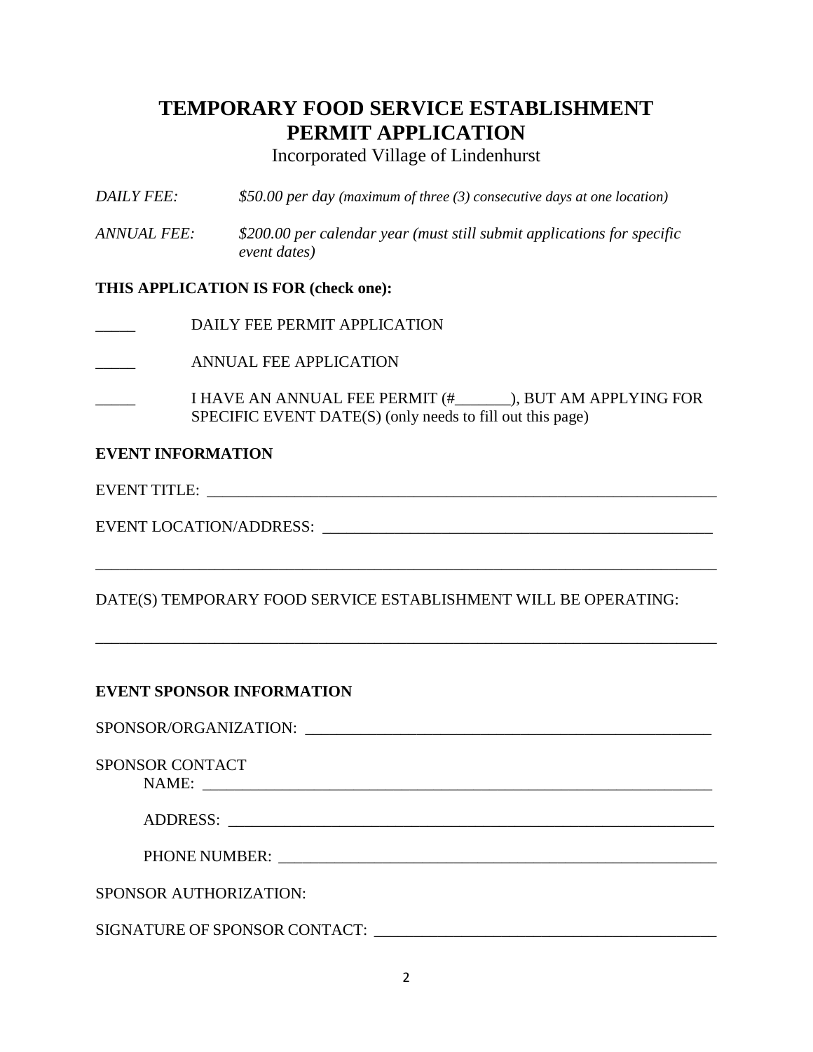# TEMPORARY FOOD SERVICE ESTABLISHMENT PERMIT APPLICATION

Incorporated Village of Lindenhurst

*DAILY FEE:* *$50.00 per day (maximum of three (3) consecutive days at one location)*

*ANNUAL FEE:* *$200.00 per calendar year (must still submit applications for specific event dates)*

**THIS APPLICATION IS FOR (check one):**

_____ DAILY FEE PERMIT APPLICATION

_____ ANNUAL FEE APPLICATION

_____ I HAVE AN ANNUAL FEE PERMIT (#_______), BUT AM APPLYING FOR SPECIFIC EVENT DATE(S) (only needs to fill out this page)

**EVENT INFORMATION**

EVENT TITLE: ____________________________________________________________________

EVENT LOCATION/ADDRESS: ___________________________________________________

_____________________________________________________________________________

DATE(S) TEMPORARY FOOD SERVICE ESTABLISHMENT WILL BE OPERATING:

_____________________________________________________________________________

**EVENT SPONSOR INFORMATION**

SPONSOR/ORGANIZATION: _____________________________________________________

SPONSOR CONTACT

NAME: _______________________________________________________________

ADDRESS: _____________________________________________________________

PHONE NUMBER: ________________________________________________________

SPONSOR AUTHORIZATION:

SIGNATURE OF SPONSOR CONTACT: ___________________________________________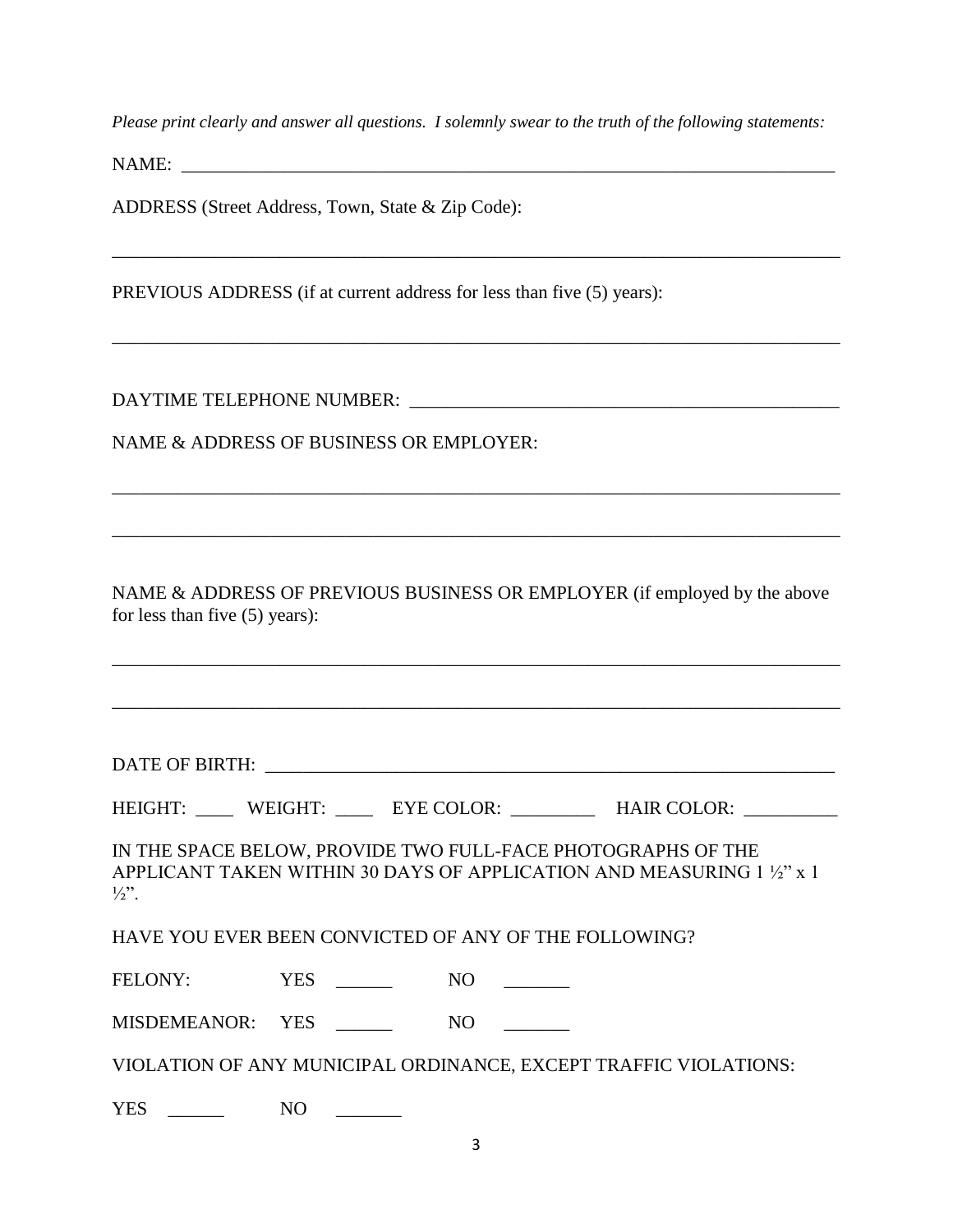*Please print clearly and answer all questions. I solemnly swear to the truth of the following statements:*

NAME: ___________________________________________________________________________

ADDRESS (Street Address, Town, State & Zip Code):

_________________________________________________________________________________

PREVIOUS ADDRESS (if at current address for less than five (5) years):

_________________________________________________________________________________

DAYTIME TELEPHONE NUMBER: ______________________________________________

NAME & ADDRESS OF BUSINESS OR EMPLOYER:

_________________________________________________________________________________

_________________________________________________________________________________

NAME & ADDRESS OF PREVIOUS BUSINESS OR EMPLOYER (if employed by the above for less than five (5) years):

_________________________________________________________________________________

_________________________________________________________________________________

DATE OF BIRTH: _________________________________________________________________

HEIGHT: ____ WEIGHT: ____ EYE COLOR: _________ HAIR COLOR: __________

IN THE SPACE BELOW, PROVIDE TWO FULL-FACE PHOTOGRAPHS OF THE APPLICANT TAKEN WITHIN 30 DAYS OF APPLICATION AND MEASURING 1 ½" x 1 ½".

HAVE YOU EVER BEEN CONVICTED OF ANY OF THE FOLLOWING?

FELONY: YES ______ NO _______

MISDEMEANOR: YES ______ NO _______

VIOLATION OF ANY MUNICIPAL ORDINANCE, EXCEPT TRAFFIC VIOLATIONS:

YES ______ NO _______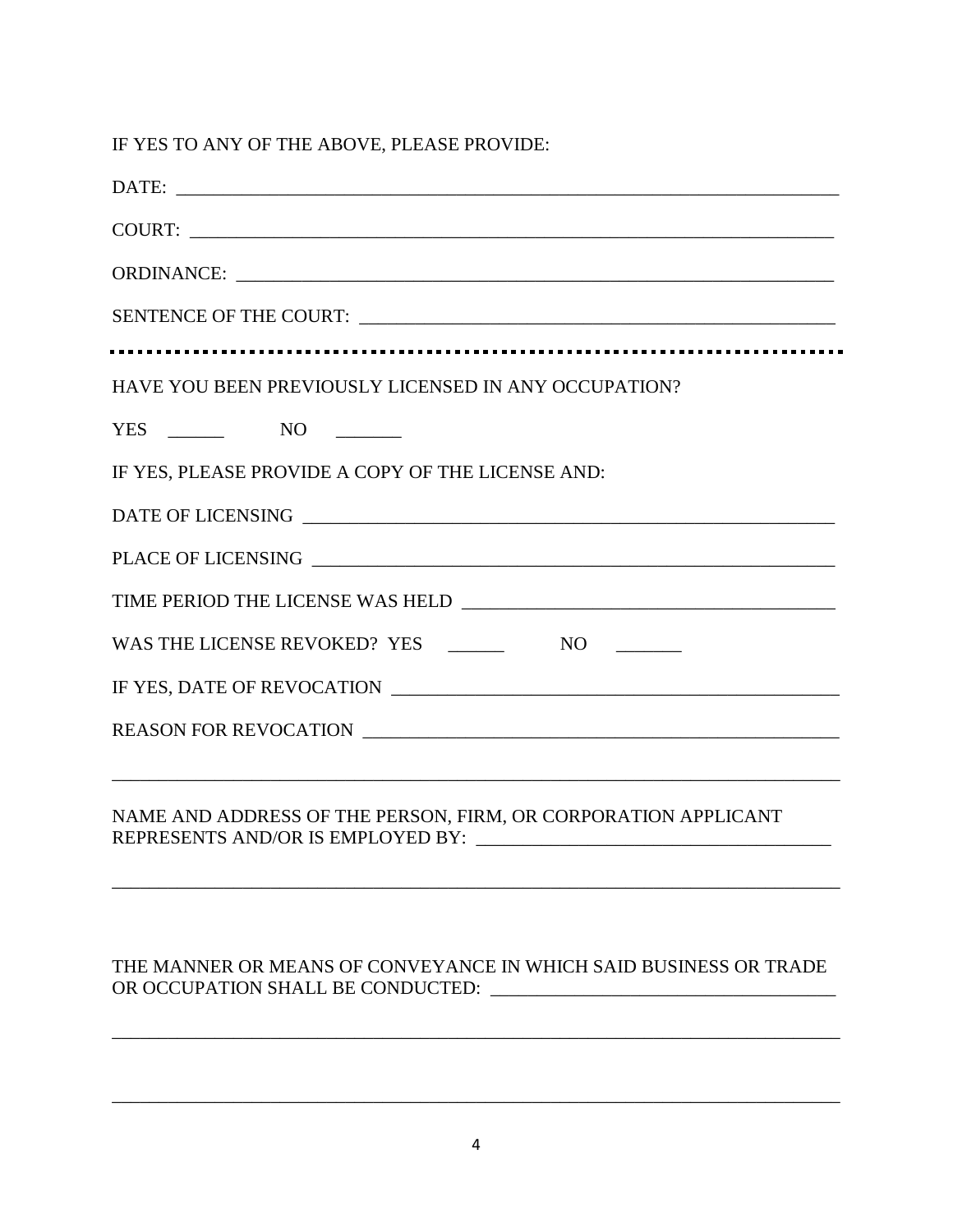IF YES TO ANY OF THE ABOVE, PLEASE PROVIDE:

DATE: ___________________________________________________________________________

COURT: __________________________________________________________________________

ORDINANCE: ______________________________________________________________________

SENTENCE OF THE COURT: ___________________________________________________________

---

HAVE YOU BEEN PREVIOUSLY LICENSED IN ANY OCCUPATION?

YES ______ NO _______

IF YES, PLEASE PROVIDE A COPY OF THE LICENSE AND:

DATE OF LICENSING ______________________________________________________________

PLACE OF LICENSING _____________________________________________________________

TIME PERIOD THE LICENSE WAS HELD __________________________________________

WAS THE LICENSE REVOKED? YES ______ NO _______

IF YES, DATE OF REVOCATION _____________________________________________________

REASON FOR REVOCATION __________________________________________________________

_________________________________________________________________________________

NAME AND ADDRESS OF THE PERSON, FIRM, OR CORPORATION APPLICANT REPRESENTS AND/OR IS EMPLOYED BY: ________________________________________

_________________________________________________________________________________

THE MANNER OR MEANS OF CONVEYANCE IN WHICH SAID BUSINESS OR TRADE OR OCCUPATION SHALL BE CONDUCTED: ______________________________________

_________________________________________________________________________________

_________________________________________________________________________________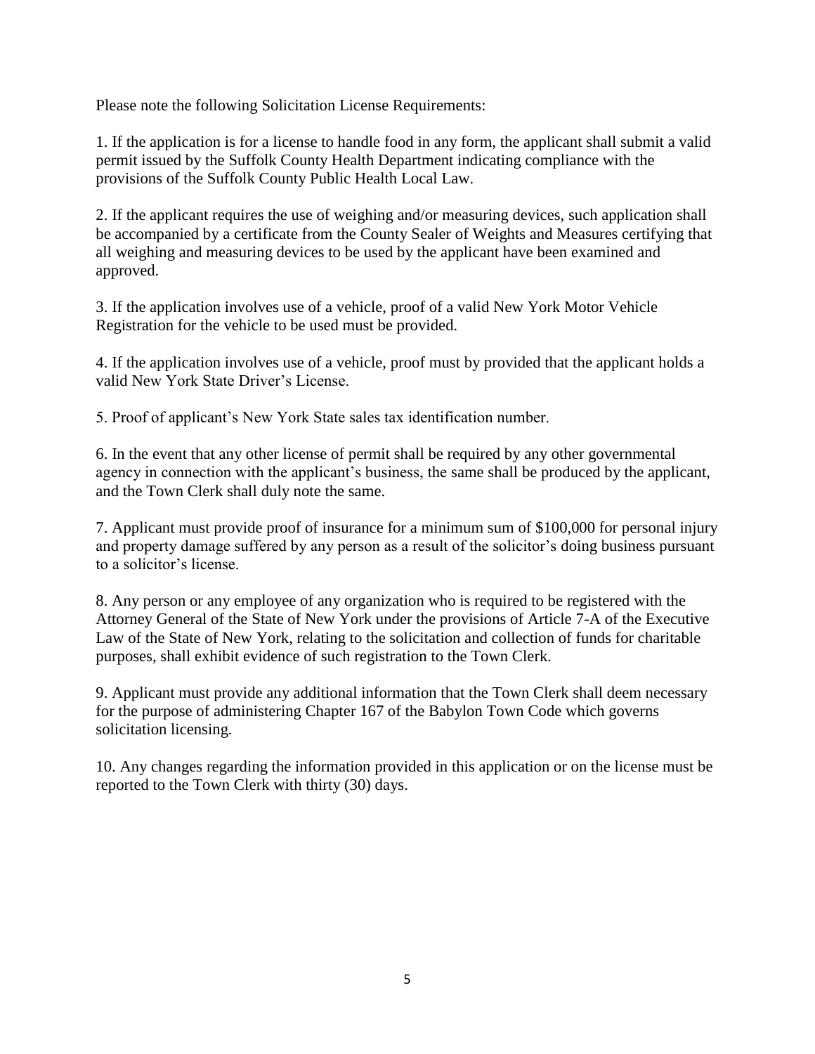Please note the following Solicitation License Requirements:

1. If the application is for a license to handle food in any form, the applicant shall submit a valid permit issued by the Suffolk County Health Department indicating compliance with the provisions of the Suffolk County Public Health Local Law.

2. If the applicant requires the use of weighing and/or measuring devices, such application shall be accompanied by a certificate from the County Sealer of Weights and Measures certifying that all weighing and measuring devices to be used by the applicant have been examined and approved.

3. If the application involves use of a vehicle, proof of a valid New York Motor Vehicle Registration for the vehicle to be used must be provided.

4. If the application involves use of a vehicle, proof must by provided that the applicant holds a valid New York State Driver's License.

5. Proof of applicant's New York State sales tax identification number.

6. In the event that any other license of permit shall be required by any other governmental agency in connection with the applicant's business, the same shall be produced by the applicant, and the Town Clerk shall duly note the same.

7. Applicant must provide proof of insurance for a minimum sum of $100,000 for personal injury and property damage suffered by any person as a result of the solicitor's doing business pursuant to a solicitor's license.

8. Any person or any employee of any organization who is required to be registered with the Attorney General of the State of New York under the provisions of Article 7-A of the Executive Law of the State of New York, relating to the solicitation and collection of funds for charitable purposes, shall exhibit evidence of such registration to the Town Clerk.

9. Applicant must provide any additional information that the Town Clerk shall deem necessary for the purpose of administering Chapter 167 of the Babylon Town Code which governs solicitation licensing.

10. Any changes regarding the information provided in this application or on the license must be reported to the Town Clerk with thirty (30) days.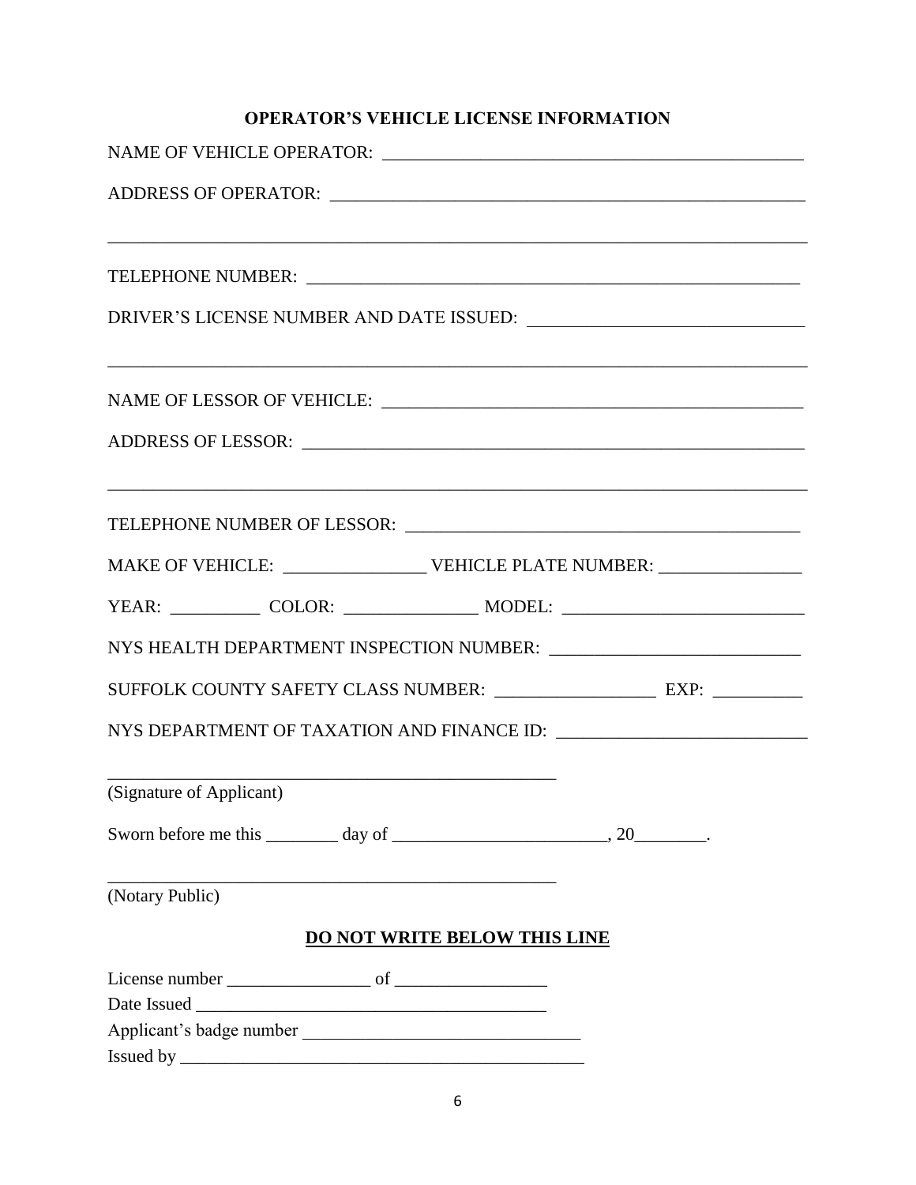**OPERATOR'S VEHICLE LICENSE INFORMATION**

NAME OF VEHICLE OPERATOR: ____________________________________________

ADDRESS OF OPERATOR: ________________________________________________

______________________________________________________________________

TELEPHONE NUMBER: __________________________________________________

DRIVER'S LICENSE NUMBER AND DATE ISSUED: ____________________________

______________________________________________________________________

NAME OF LESSOR OF VEHICLE: ___________________________________________

ADDRESS OF LESSOR: __________________________________________________

______________________________________________________________________

TELEPHONE NUMBER OF LESSOR: __________________________________________

MAKE OF VEHICLE: _______________ VEHICLE PLATE NUMBER: _______________

YEAR: _________ COLOR: ______________ MODEL: __________________________

NYS HEALTH DEPARTMENT INSPECTION NUMBER: __________________________

SUFFOLK COUNTY SAFETY CLASS NUMBER: ________________ EXP: _________

NYS DEPARTMENT OF TAXATION AND FINANCE ID: _________________________

_______________________________________________
(Signature of Applicant)

Sworn before me this ________ day of _______________________, 20________.

_______________________________________________
(Notary Public)

**DO NOT WRITE BELOW THIS LINE**

License number _______________ of ________________

Date Issued ______________________________________

Applicant's badge number ______________________________

Issued by ___________________________________________